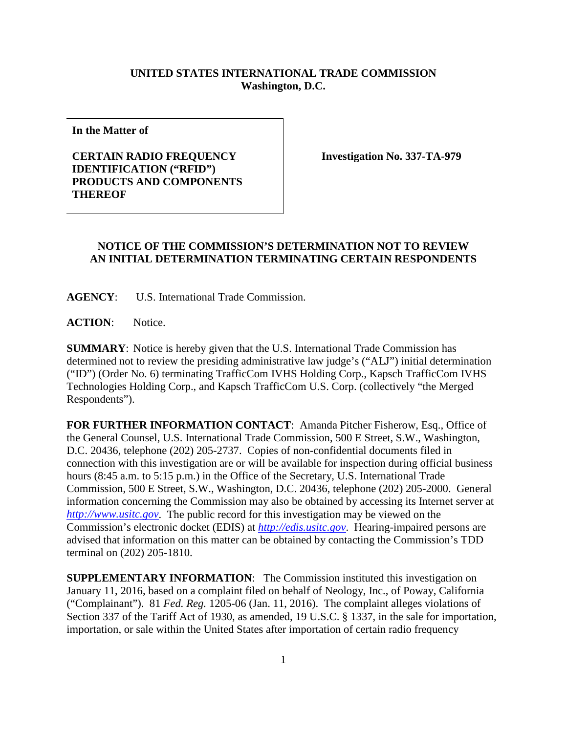**UNITED STATES INTERNATIONAL TRADE COMMISSION**
**Washington, D.C.**

| In the Matter of | |
|---|---|
| **CERTAIN RADIO FREQUENCY IDENTIFICATION ("RFID") PRODUCTS AND COMPONENTS THEREOF** | **Investigation No. 337-TA-979** |

**NOTICE OF THE COMMISSION'S DETERMINATION NOT TO REVIEW AN INITIAL DETERMINATION TERMINATING CERTAIN RESPONDENTS**

**AGENCY**: U.S. International Trade Commission.

**ACTION**: Notice.

**SUMMARY**: Notice is hereby given that the U.S. International Trade Commission has determined not to review the presiding administrative law judge's ("ALJ") initial determination ("ID") (Order No. 6) terminating TrafficCom IVHS Holding Corp., Kapsch TrafficCom IVHS Technologies Holding Corp., and Kapsch TrafficCom U.S. Corp. (collectively "the Merged Respondents").

**FOR FURTHER INFORMATION CONTACT**: Amanda Pitcher Fisherow, Esq., Office of the General Counsel, U.S. International Trade Commission, 500 E Street, S.W., Washington, D.C. 20436, telephone (202) 205-2737. Copies of non-confidential documents filed in connection with this investigation are or will be available for inspection during official business hours (8:45 a.m. to 5:15 p.m.) in the Office of the Secretary, U.S. International Trade Commission, 500 E Street, S.W., Washington, D.C. 20436, telephone (202) 205-2000. General information concerning the Commission may also be obtained by accessing its Internet server at *http://www.usitc.gov*. The public record for this investigation may be viewed on the Commission's electronic docket (EDIS) at *http://edis.usitc.gov*. Hearing-impaired persons are advised that information on this matter can be obtained by contacting the Commission's TDD terminal on (202) 205-1810.

**SUPPLEMENTARY INFORMATION**: The Commission instituted this investigation on January 11, 2016, based on a complaint filed on behalf of Neology, Inc., of Poway, California ("Complainant"). 81 *Fed. Reg.* 1205-06 (Jan. 11, 2016). The complaint alleges violations of Section 337 of the Tariff Act of 1930, as amended, 19 U.S.C. § 1337, in the sale for importation, importation, or sale within the United States after importation of certain radio frequency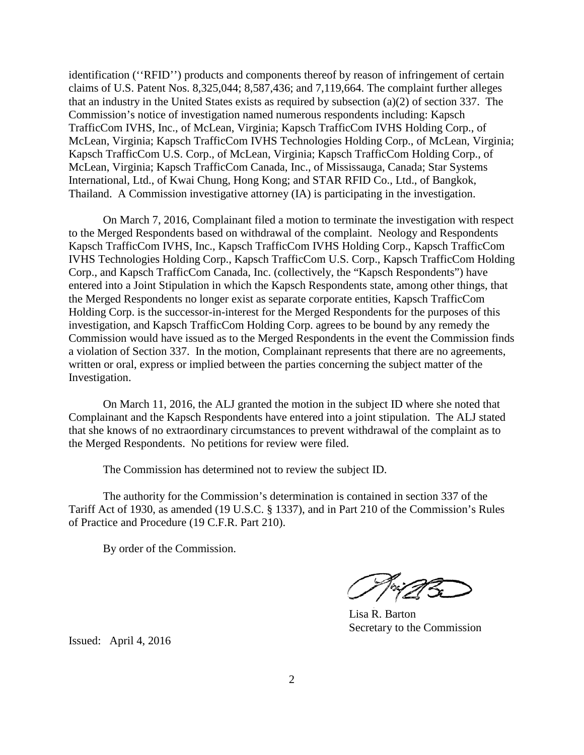identification (''RFID'') products and components thereof by reason of infringement of certain claims of U.S. Patent Nos. 8,325,044; 8,587,436; and 7,119,664. The complaint further alleges that an industry in the United States exists as required by subsection (a)(2) of section 337. The Commission's notice of investigation named numerous respondents including: Kapsch TrafficCom IVHS, Inc., of McLean, Virginia; Kapsch TrafficCom IVHS Holding Corp., of McLean, Virginia; Kapsch TrafficCom IVHS Technologies Holding Corp., of McLean, Virginia; Kapsch TrafficCom U.S. Corp., of McLean, Virginia; Kapsch TrafficCom Holding Corp., of McLean, Virginia; Kapsch TrafficCom Canada, Inc., of Mississauga, Canada; Star Systems International, Ltd., of Kwai Chung, Hong Kong; and STAR RFID Co., Ltd., of Bangkok, Thailand. A Commission investigative attorney (IA) is participating in the investigation.

On March 7, 2016, Complainant filed a motion to terminate the investigation with respect to the Merged Respondents based on withdrawal of the complaint. Neology and Respondents Kapsch TrafficCom IVHS, Inc., Kapsch TrafficCom IVHS Holding Corp., Kapsch TrafficCom IVHS Technologies Holding Corp., Kapsch TrafficCom U.S. Corp., Kapsch TrafficCom Holding Corp., and Kapsch TrafficCom Canada, Inc. (collectively, the "Kapsch Respondents") have entered into a Joint Stipulation in which the Kapsch Respondents state, among other things, that the Merged Respondents no longer exist as separate corporate entities, Kapsch TrafficCom Holding Corp. is the successor-in-interest for the Merged Respondents for the purposes of this investigation, and Kapsch TrafficCom Holding Corp. agrees to be bound by any remedy the Commission would have issued as to the Merged Respondents in the event the Commission finds a violation of Section 337. In the motion, Complainant represents that there are no agreements, written or oral, express or implied between the parties concerning the subject matter of the Investigation.

On March 11, 2016, the ALJ granted the motion in the subject ID where she noted that Complainant and the Kapsch Respondents have entered into a joint stipulation. The ALJ stated that she knows of no extraordinary circumstances to prevent withdrawal of the complaint as to the Merged Respondents. No petitions for review were filed.

The Commission has determined not to review the subject ID.

The authority for the Commission's determination is contained in section 337 of the Tariff Act of 1930, as amended (19 U.S.C. § 1337), and in Part 210 of the Commission's Rules of Practice and Procedure (19 C.F.R. Part 210).

By order of the Commission.

Lisa R. Barton
Secretary to the Commission

Issued: April 4, 2016